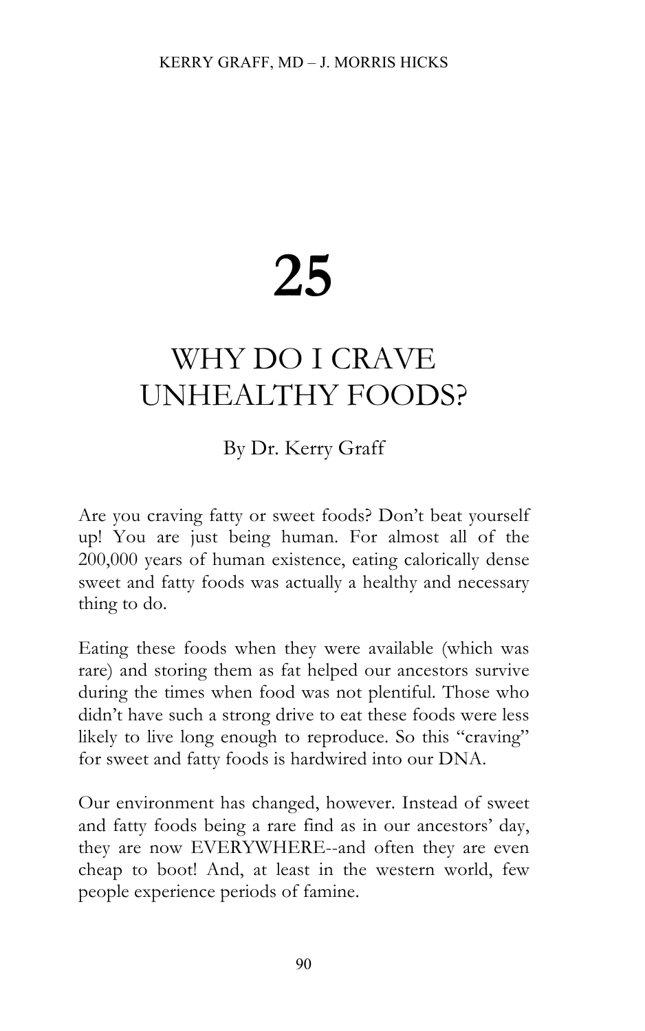# 25

# WHY DO I CRAVE UNHEALTHY FOODS?

By Dr. Kerry Graff

Are you craving fatty or sweet foods? Don't beat yourself up! You are just being human. For almost all of the 200,000 years of human existence, eating calorically dense sweet and fatty foods was actually a healthy and necessary thing to do.

Eating these foods when they were available (which was rare) and storing them as fat helped our ancestors survive during the times when food was not plentiful. Those who didn't have such a strong drive to eat these foods were less likely to live long enough to reproduce. So this "craving" for sweet and fatty foods is hardwired into our DNA.

Our environment has changed, however. Instead of sweet and fatty foods being a rare find as in our ancestors' day, they are now EVERYWHERE--and often they are even cheap to boot! And, at least in the western world, few people experience periods of famine.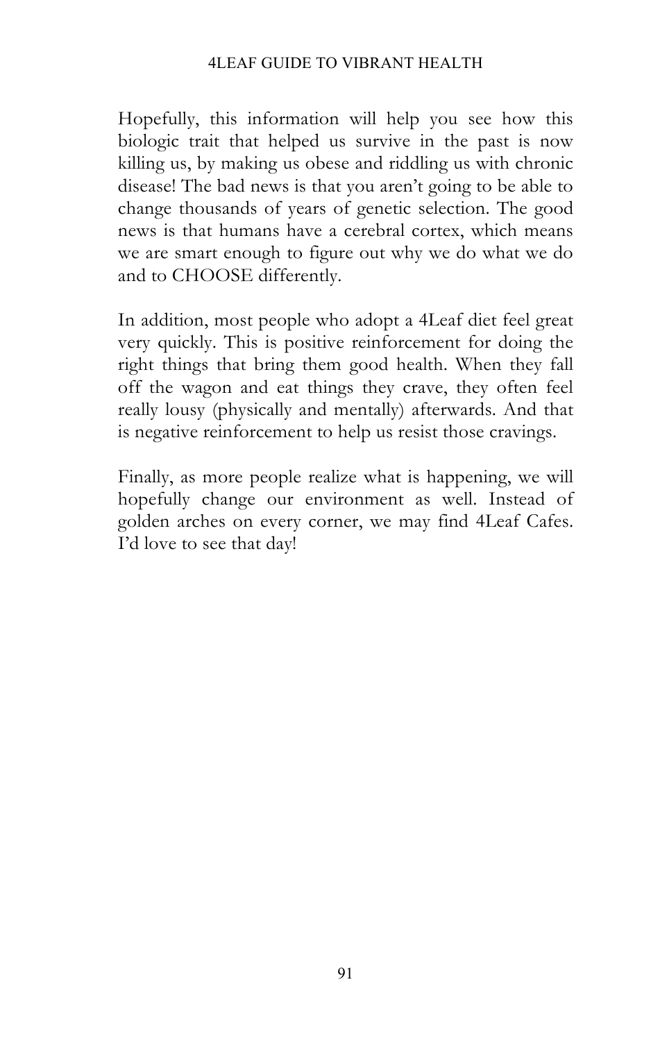Hopefully, this information will help you see how this biologic trait that helped us survive in the past is now killing us, by making us obese and riddling us with chronic disease! The bad news is that you aren't going to be able to change thousands of years of genetic selection. The good news is that humans have a cerebral cortex, which means we are smart enough to figure out why we do what we do and to CHOOSE differently.

In addition, most people who adopt a 4Leaf diet feel great very quickly. This is positive reinforcement for doing the right things that bring them good health. When they fall off the wagon and eat things they crave, they often feel really lousy (physically and mentally) afterwards. And that is negative reinforcement to help us resist those cravings.

Finally, as more people realize what is happening, we will hopefully change our environment as well. Instead of golden arches on every corner, we may find 4Leaf Cafes. I'd love to see that day!